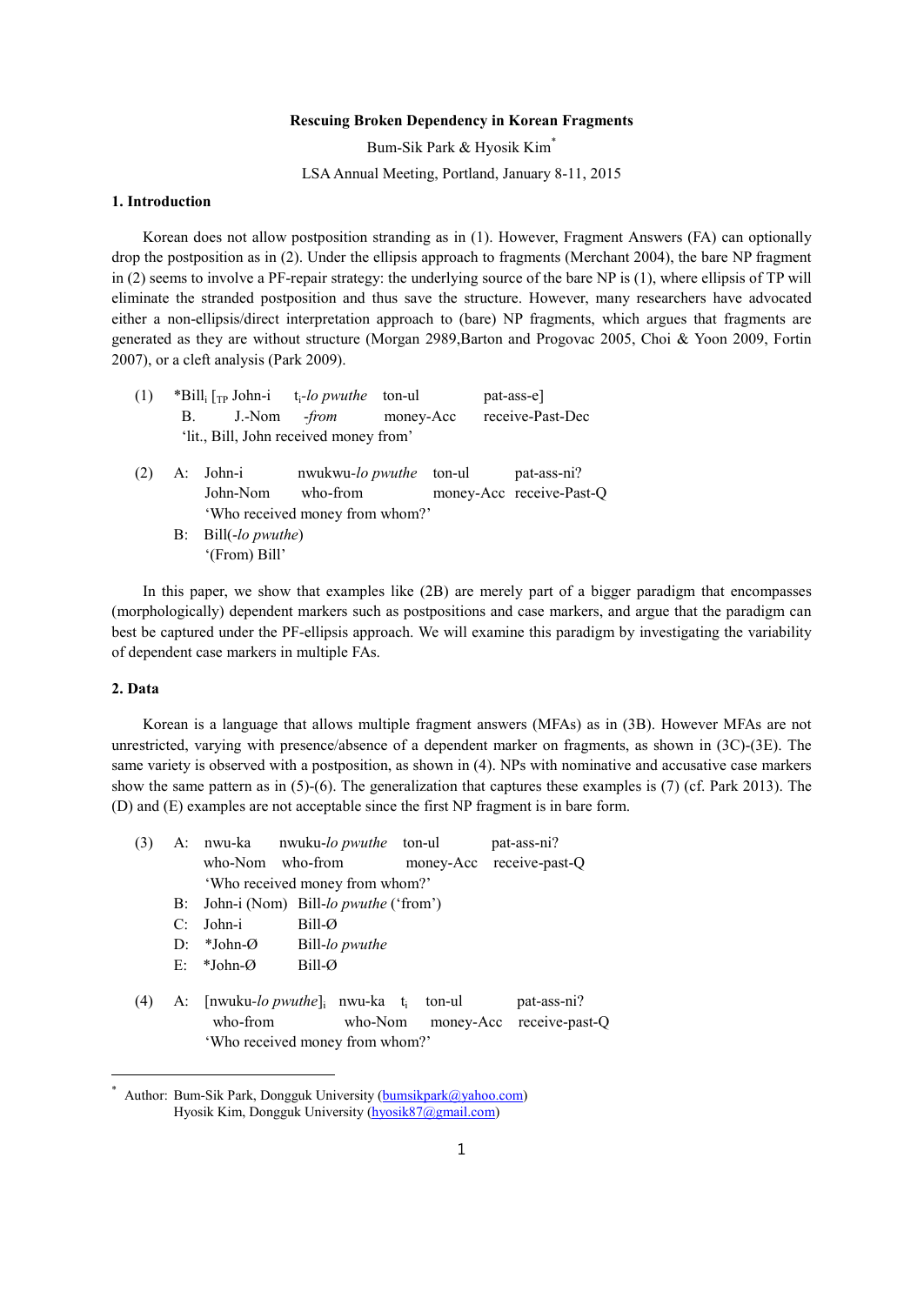**Rescuing Broken Dependency in Korean Fragments**

Bum-Sik Park & Hyosik Kim*

LSA Annual Meeting, Portland, January 8-11, 2015

## 1. Introduction

Korean does not allow postposition stranding as in (1). However, Fragment Answers (FA) can optionally drop the postposition as in (2). Under the ellipsis approach to fragments (Merchant 2004), the bare NP fragment in (2) seems to involve a PF-repair strategy: the underlying source of the bare NP is (1), where ellipsis of TP will eliminate the stranded postposition and thus save the structure. However, many researchers have advocated either a non-ellipsis/direct interpretation approach to (bare) NP fragments, which argues that fragments are generated as they are without structure (Morgan 2989,Barton and Progovac 2005, Choi & Yoon 2009, Fortin 2007), or a cleft analysis (Park 2009).

(1) \*Bill$_i$ [$_{TP}$ John-i t$_i$-*lo pwuthe* ton-ul pat-ass-e]
B. J.-Nom -*from* money-Acc receive-Past-Dec
'lit., Bill, John received money from'

(2) A: John-i nwukwu-*lo pwuthe* ton-ul pat-ass-ni?
John-Nom who-from money-Acc receive-Past-Q
'Who received money from whom?'

B: Bill(-*lo pwuthe*)
'(From) Bill'

In this paper, we show that examples like (2B) are merely part of a bigger paradigm that encompasses (morphologically) dependent markers such as postpositions and case markers, and argue that the paradigm can best be captured under the PF-ellipsis approach. We will examine this paradigm by investigating the variability of dependent case markers in multiple FAs.

## 2. Data

Korean is a language that allows multiple fragment answers (MFAs) as in (3B). However MFAs are not unrestricted, varying with presence/absence of a dependent marker on fragments, as shown in (3C)-(3E). The same variety is observed with a postposition, as shown in (4). NPs with nominative and accusative case markers show the same pattern as in (5)-(6). The generalization that captures these examples is (7) (cf. Park 2013). The (D) and (E) examples are not acceptable since the first NP fragment is in bare form.

(3) A: nwu-ka nwuku-*lo pwuthe* ton-ul pat-ass-ni?
who-Nom who-from money-Acc receive-past-Q
'Who received money from whom?'

B: John-i (Nom) Bill-*lo pwuthe* ('from')

C: John-i Bill-Ø

D: \*John-Ø Bill-*lo pwuthe*

E: \*John-Ø Bill-Ø

(4) A: [nwuku-*lo pwuthe*]$_i$ nwu-ka t$_i$ ton-ul pat-ass-ni?
who-from who-Nom money-Acc receive-past-Q
'Who received money from whom?'

---

\* Author: Bum-Sik Park, Dongguk University (bumsikpark@yahoo.com)
Hyosik Kim, Dongguk University (hyosik87@gmail.com)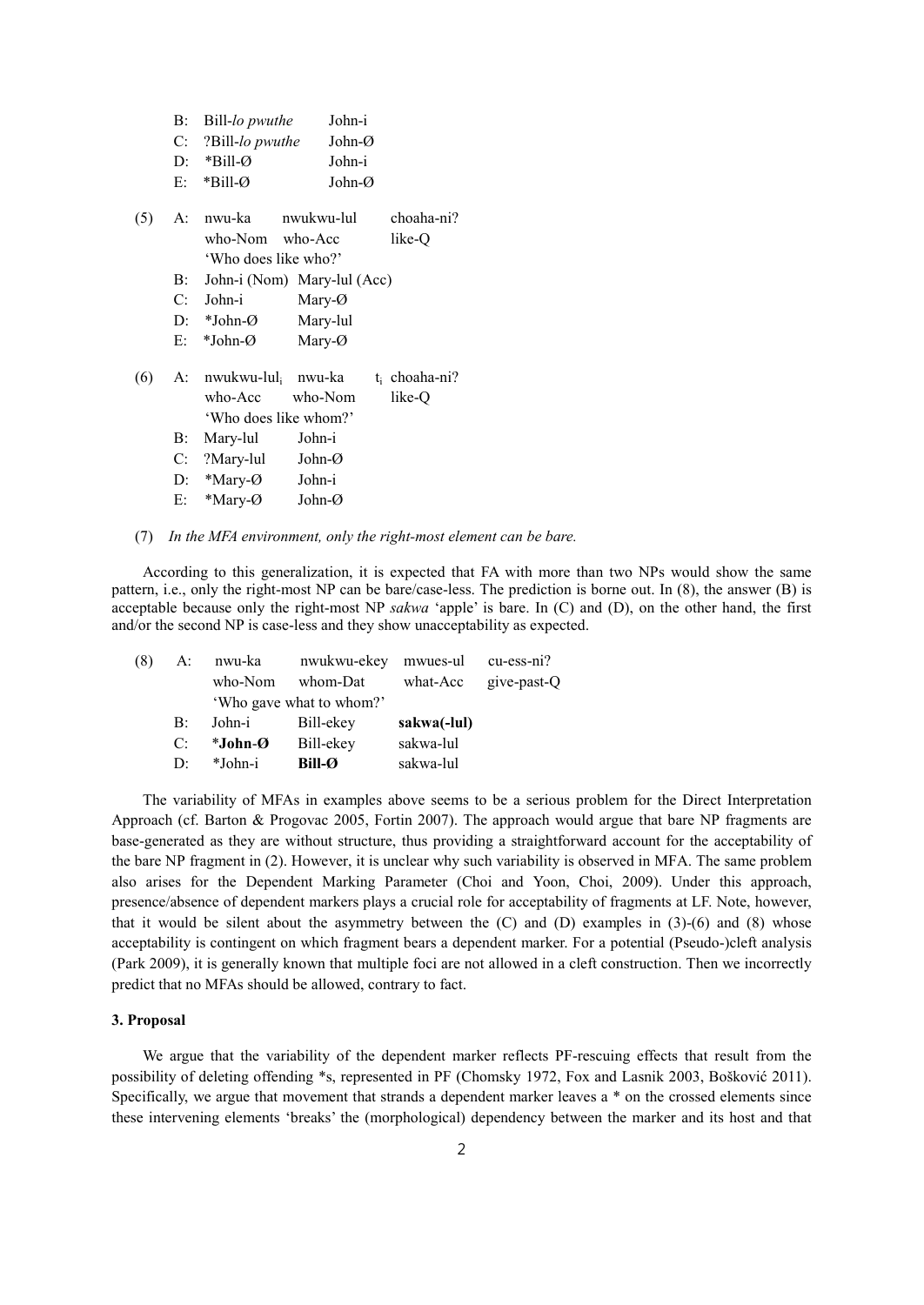B: Bill-*lo pwuthe* John-i
C: ?Bill-*lo pwuthe* John-Ø
D: *Bill-Ø John-i
E: *Bill-Ø John-Ø

(5) A: nwu-ka nwukwu-lul choaha-ni?
who-Nom who-Acc like-Q
'Who does like who?'
B: John-i (Nom) Mary-lul (Acc)
C: John-i Mary-Ø
D: *John-Ø Mary-lul
E: *John-Ø Mary-Ø

(6) A: nwukwu-lul$_i$ nwu-ka $t_i$ choaha-ni?
who-Acc who-Nom like-Q
'Who does like whom?'
B: Mary-lul John-i
C: ?Mary-lul John-Ø
D: *Mary-Ø John-i
E: *Mary-Ø John-Ø

(7) *In the MFA environment, only the right-most element can be bare.*

According to this generalization, it is expected that FA with more than two NPs would show the same pattern, i.e., only the right-most NP can be bare/case-less. The prediction is borne out. In (8), the answer (B) is acceptable because only the right-most NP *sakwa* 'apple' is bare. In (C) and (D), on the other hand, the first and/or the second NP is case-less and they show unacceptability as expected.

(8) A: nwu-ka nwukwu-ekey mwues-ul cu-ess-ni?
who-Nom whom-Dat what-Acc give-past-Q
'Who gave what to whom?'
B: John-i Bill-ekey **sakwa(-lul)**
C: ***John-Ø** Bill-ekey sakwa-lul
D: *John-i **Bill-Ø** sakwa-lul

The variability of MFAs in examples above seems to be a serious problem for the Direct Interpretation Approach (cf. Barton & Progovac 2005, Fortin 2007). The approach would argue that bare NP fragments are base-generated as they are without structure, thus providing a straightforward account for the acceptability of the bare NP fragment in (2). However, it is unclear why such variability is observed in MFA. The same problem also arises for the Dependent Marking Parameter (Choi and Yoon, Choi, 2009). Under this approach, presence/absence of dependent markers plays a crucial role for acceptability of fragments at LF. Note, however, that it would be silent about the asymmetry between the (C) and (D) examples in (3)-(6) and (8) whose acceptability is contingent on which fragment bears a dependent marker. For a potential (Pseudo-)cleft analysis (Park 2009), it is generally known that multiple foci are not allowed in a cleft construction. Then we incorrectly predict that no MFAs should be allowed, contrary to fact.

### 3. Proposal

We argue that the variability of the dependent marker reflects PF-rescuing effects that result from the possibility of deleting offending *s, represented in PF (Chomsky 1972, Fox and Lasnik 2003, Bošković 2011). Specifically, we argue that movement that strands a dependent marker leaves a * on the crossed elements since these intervening elements 'breaks' the (morphological) dependency between the marker and its host and that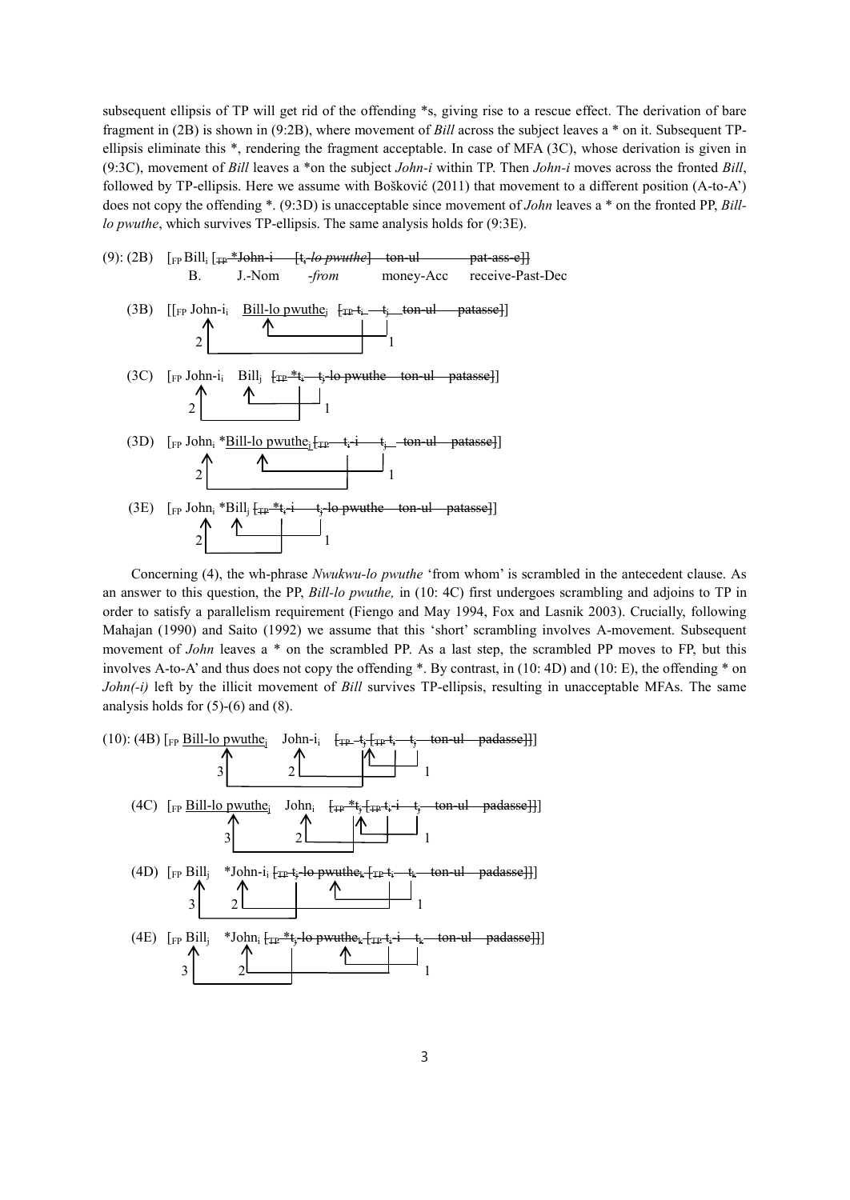subsequent ellipsis of TP will get rid of the offending *s, giving rise to a rescue effect. The derivation of bare fragment in (2B) is shown in (9:2B), where movement of *Bill* across the subject leaves a * on it. Subsequent TP-ellipsis eliminate this *, rendering the fragment acceptable. In case of MFA (3C), whose derivation is given in (9:3C), movement of *Bill* leaves a *on the subject *John-i* within TP. Then *John-i* moves across the fronted *Bill*, followed by TP-ellipsis. Here we assume with Bošković (2011) that movement to a different position (A-to-A') does not copy the offending *. (9:3D) is unacceptable since movement of *John* leaves a * on the fronted PP, *Bill-lo pwuthe*, which survives TP-ellipsis. The same analysis holds for (9:3E).

(9): (2B) [$_{FP}$ Bill$_i$ [$_{TP}$ ~~*John-i [t$_i$-*lo pwuthe*] ton-ul pat-ass-e~~]]
B. J.-Nom -*from* money-Acc receive-Past-Dec

(3B) [[$_{FP}$ John-i$_i$ Bill-lo pwuthe$_j$ [$_{TP}$ ~~t$_i$ t$_j$ ton-ul patasse~~]]
(movement arrows: 1, 2)

(3C) [$_{FP}$ John-i$_i$ Bill$_j$ [$_{TP}$ ~~*t$_i$ t$_j$-lo pwuthe ton-ul patasse~~]]
(movement arrows: 1, 2)

(3D) [$_{FP}$ John$_i$ *Bill-lo pwuthe$_j$ [$_{TP}$ ~~t$_i$-i t$_j$ ton-ul patasse~~]]
(movement arrows: 1, 2)

(3E) [$_{FP}$ John$_i$ *Bill$_j$ [$_{TP}$ ~~*t$_i$-i t$_j$-lo pwuthe ton-ul patasse~~]]
(movement arrows: 1, 2)

Concerning (4), the wh-phrase *Nwukwu-lo pwuthe* 'from whom' is scrambled in the antecedent clause. As an answer to this question, the PP, *Bill-lo pwuthe,* in (10: 4C) first undergoes scrambling and adjoins to TP in order to satisfy a parallelism requirement (Fiengo and May 1994, Fox and Lasnik 2003). Crucially, following Mahajan (1990) and Saito (1992) we assume that this 'short' scrambling involves A-movement. Subsequent movement of *John* leaves a * on the scrambled PP. As a last step, the scrambled PP moves to FP, but this involves A-to-A' and thus does not copy the offending *. By contrast, in (10: 4D) and (10: E), the offending * on *John(-i)* left by the illicit movement of *Bill* survives TP-ellipsis, resulting in unacceptable MFAs. The same analysis holds for (5)-(6) and (8).

(10): (4B) [$_{FP}$ Bill-lo pwuthe$_j$ John-i$_i$ [$_{TP}$ ~~t$_j$ [$_{TP}$ t$_i$ t$_j$ ton-ul padasse~~]]]
(movement arrows: 1, 2, 3)

(4C) [$_{FP}$ Bill-lo pwuthe$_j$ John$_i$ [$_{TP}$ ~~*t$_j$ [$_{TP}$ t$_i$-i t$_j$ ton-ul padasse~~]]]
(movement arrows: 1, 2, 3)

(4D) [$_{FP}$ Bill$_j$ *John-i$_i$ [$_{TP}$ ~~t$_j$-lo pwuthe$_k$ [$_{TP}$ t$_i$ t$_k$ ton-ul padasse~~]]]
(movement arrows: 1, 2, 3)

(4E) [$_{FP}$ Bill$_j$ *John$_i$ [$_{TP}$ ~~*t$_j$-lo pwuthe$_k$ [$_{TP}$ t$_i$-i t$_k$ ton-ul padasse~~]]]
(movement arrows: 1, 2, 3)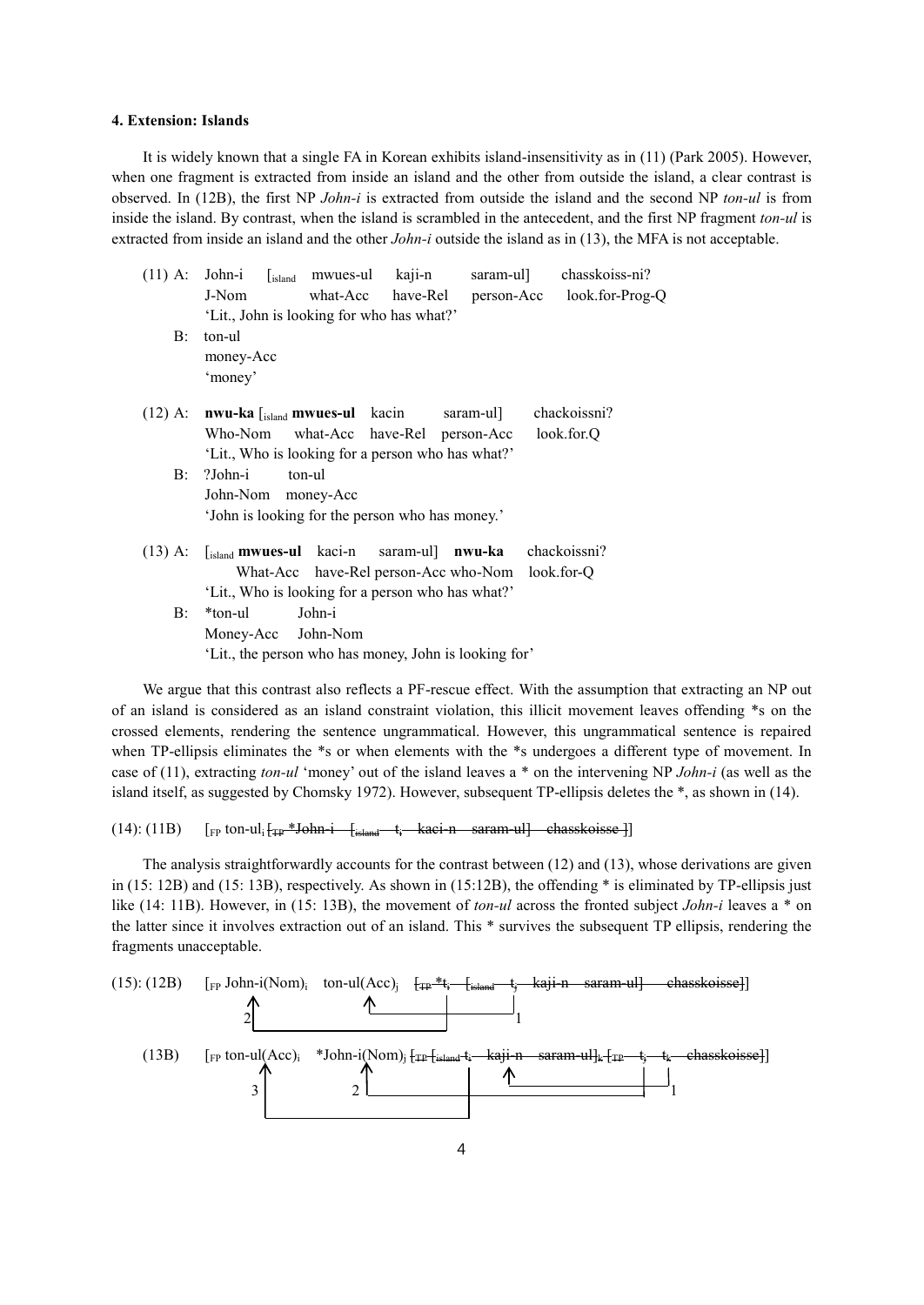**4. Extension: Islands**

It is widely known that a single FA in Korean exhibits island-insensitivity as in (11) (Park 2005). However, when one fragment is extracted from inside an island and the other from outside the island, a clear contrast is observed. In (12B), the first NP *John-i* is extracted from outside the island and the second NP *ton-ul* is from inside the island. By contrast, when the island is scrambled in the antecedent, and the first NP fragment *ton-ul* is extracted from inside an island and the other *John-i* outside the island as in (13), the MFA is not acceptable.

(11) A: John-i [$_{\text{island}}$ mwues-ul kaji-n saram-ul] chasskoiss-ni?
     J-Nom what-Acc have-Rel person-Acc look.for-Prog-Q
     'Lit., John is looking for who has what?'
   B: ton-ul
     money-Acc
     'money'

(12) A: **nwu-ka** [$_{\text{island}}$ **mwues-ul** kacin saram-ul] chackoissni?
     Who-Nom what-Acc have-Rel person-Acc look.for.Q
     'Lit., Who is looking for a person who has what?'
   B: ?John-i ton-ul
     John-Nom money-Acc
     'John is looking for the person who has money.'

(13) A: [$_{\text{island}}$ **mwues-ul** kaci-n saram-ul] **nwu-ka** chackoissni?
     What-Acc have-Rel person-Acc who-Nom look.for-Q
     'Lit., Who is looking for a person who has what?'
   B: *ton-ul John-i
     Money-Acc John-Nom
     'Lit., the person who has money, John is looking for'

We argue that this contrast also reflects a PF-rescue effect. With the assumption that extracting an NP out of an island is considered as an island constraint violation, this illicit movement leaves offending *s on the crossed elements, rendering the sentence ungrammatical. However, this ungrammatical sentence is repaired when TP-ellipsis eliminates the *s or when elements with the * undergoes a different type of movement. In case of (11), extracting *ton-ul* 'money' out of the island leaves a * on the intervening NP *John-i* (as well as the island itself, as suggested by Chomsky 1972). However, subsequent TP-ellipsis deletes the *, as shown in (14).

(14): (11B) [$_{\text{FP}}$ ton-ul$_i$ ~~[$_{\text{TP}}$ *John-i [$_{\text{island}}$ t$_i$ kaci-n saram-ul] chasskoisse ]~~]

The analysis straightforwardly accounts for the contrast between (12) and (13), whose derivations are given in (15: 12B) and (15: 13B), respectively. As shown in (15:12B), the offending * is eliminated by TP-ellipsis just like (14: 11B). However, in (15: 13B), the movement of *ton-ul* across the fronted subject *John-i* leaves a * on the latter since it involves extraction out of an island. This * survives the subsequent TP ellipsis, rendering the fragments unacceptable.

(15): (12B) [$_{\text{FP}}$ John-i(Nom)$_i$ ton-ul(Acc)$_j$ ~~[$_{\text{TP}}$ *t$_i$ [$_{\text{island}}$ t$_j$ kaji-n saram-ul] chasskoisse]~~]
(movements: 1 = ton-ul(Acc)$_j$ from t$_j$; 2 = John-i(Nom)$_i$ from t$_i$)

(13B) [$_{\text{FP}}$ ton-ul(Acc)$_i$ *John-i(Nom)$_j$ ~~[$_{\text{TP}}$ [$_{\text{island}}$ t$_i$ kaji-n saram-ul]$_k$ [$_{\text{TP}}$ t$_j$ t$_k$ chasskoisse]]~~]
(movements: 1 = island from t$_k$; 2 = John-i(Nom)$_j$ from t$_j$; 3 = ton-ul(Acc)$_i$ from t$_i$)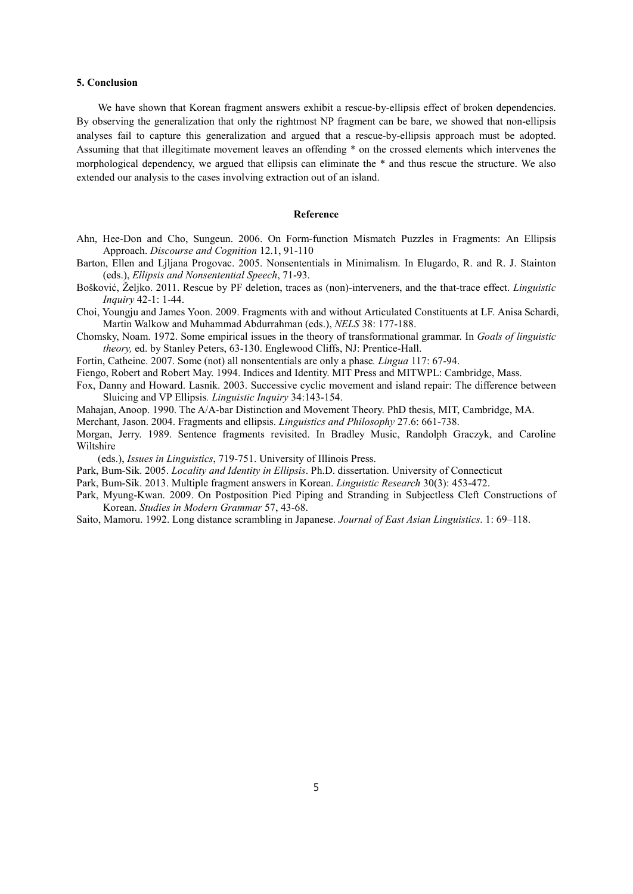## 5. Conclusion

We have shown that Korean fragment answers exhibit a rescue-by-ellipsis effect of broken dependencies. By observing the generalization that only the rightmost NP fragment can be bare, we showed that non-ellipsis analyses fail to capture this generalization and argued that a rescue-by-ellipsis approach must be adopted. Assuming that that illegitimate movement leaves an offending * on the crossed elements which intervenes the morphological dependency, we argued that ellipsis can eliminate the * and thus rescue the structure. We also extended our analysis to the cases involving extraction out of an island.

## Reference

Ahn, Hee-Don and Cho, Sungeun. 2006. On Form-function Mismatch Puzzles in Fragments: An Ellipsis Approach. *Discourse and Cognition* 12.1, 91-110

Barton, Ellen and Ljljana Progovac. 2005. Nonsententials in Minimalism. In Elugardo, R. and R. J. Stainton (eds.), *Ellipsis and Nonsentential Speech*, 71-93.

Bošković, Željko. 2011. Rescue by PF deletion, traces as (non)-interveners, and the that-trace effect. *Linguistic Inquiry* 42-1: 1-44.

Choi, Youngju and James Yoon. 2009. Fragments with and without Articulated Constituents at LF. Anisa Schardi, Martin Walkow and Muhammad Abdurrahman (eds.), *NELS* 38: 177-188.

Chomsky, Noam. 1972. Some empirical issues in the theory of transformational grammar. In *Goals of linguistic theory,* ed. by Stanley Peters, 63-130. Englewood Cliffs, NJ: Prentice-Hall.

Fortin, Catheine. 2007. Some (not) all nonsententials are only a phase*. Lingua* 117: 67-94.

Fiengo, Robert and Robert May. 1994. Indices and Identity. MIT Press and MITWPL: Cambridge, Mass.

Fox, Danny and Howard. Lasnik. 2003. Successive cyclic movement and island repair: The difference between Sluicing and VP Ellipsis*. Linguistic Inquiry* 34:143-154.

Mahajan, Anoop. 1990. The A/A-bar Distinction and Movement Theory. PhD thesis, MIT, Cambridge, MA.

Merchant, Jason. 2004. Fragments and ellipsis. *Linguistics and Philosophy* 27.6: 661-738.

Morgan, Jerry. 1989. Sentence fragments revisited. In Bradley Music, Randolph Graczyk, and Caroline Wiltshire (eds.), *Issues in Linguistics*, 719-751. University of Illinois Press.

Park, Bum-Sik. 2005. *Locality and Identity in Ellipsis*. Ph.D. dissertation. University of Connecticut

Park, Bum-Sik. 2013. Multiple fragment answers in Korean. *Linguistic Research* 30(3): 453-472.

Park, Myung-Kwan. 2009. On Postposition Pied Piping and Stranding in Subjectless Cleft Constructions of Korean. *Studies in Modern Grammar* 57, 43-68.

Saito, Mamoru. 1992. Long distance scrambling in Japanese. *Journal of East Asian Linguistics*. 1: 69–118.